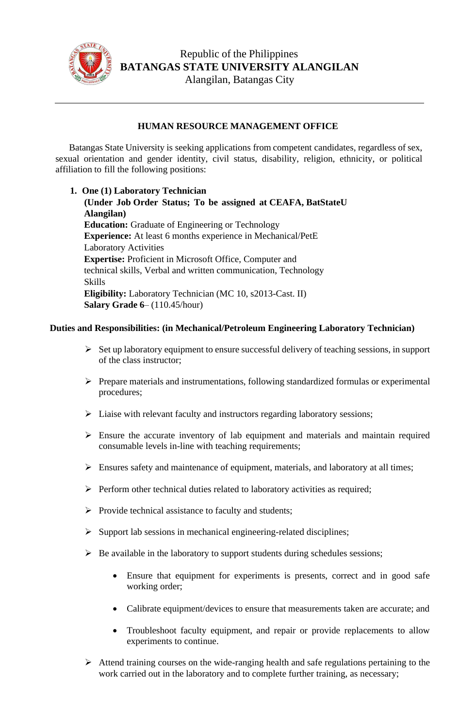Republic of the Philippines
**BATANGAS STATE UNIVERSITY ALANGILAN**
Alangilan, Batangas City

---

## HUMAN RESOURCE MANAGEMENT OFFICE

Batangas State University is seeking applications from competent candidates, regardless of sex, sexual orientation and gender identity, civil status, disability, religion, ethnicity, or political affiliation to fill the following positions:

1. **One (1) Laboratory Technician**
   **(Under Job Order Status; To be assigned at CEAFA, BatStateU Alangilan)**
   **Education:** Graduate of Engineering or Technology
   **Experience:** At least 6 months experience in Mechanical/PetE Laboratory Activities
   **Expertise:** Proficient in Microsoft Office, Computer and technical skills, Verbal and written communication, Technology Skills
   **Eligibility:** Laboratory Technician (MC 10, s2013-Cast. II)
   **Salary Grade 6**– (110.45/hour)

**Duties and Responsibilities: (in Mechanical/Petroleum Engineering Laboratory Technician)**

- Set up laboratory equipment to ensure successful delivery of teaching sessions, in support of the class instructor;
- Prepare materials and instrumentations, following standardized formulas or experimental procedures;
- Liaise with relevant faculty and instructors regarding laboratory sessions;
- Ensure the accurate inventory of lab equipment and materials and maintain required consumable levels in-line with teaching requirements;
- Ensures safety and maintenance of equipment, materials, and laboratory at all times;
- Perform other technical duties related to laboratory activities as required;
- Provide technical assistance to faculty and students;
- Support lab sessions in mechanical engineering-related disciplines;
- Be available in the laboratory to support students during schedules sessions;
  - Ensure that equipment for experiments is presents, correct and in good safe working order;
  - Calibrate equipment/devices to ensure that measurements taken are accurate; and
  - Troubleshoot faculty equipment, and repair or provide replacements to allow experiments to continue.
- Attend training courses on the wide-ranging health and safe regulations pertaining to the work carried out in the laboratory and to complete further training, as necessary;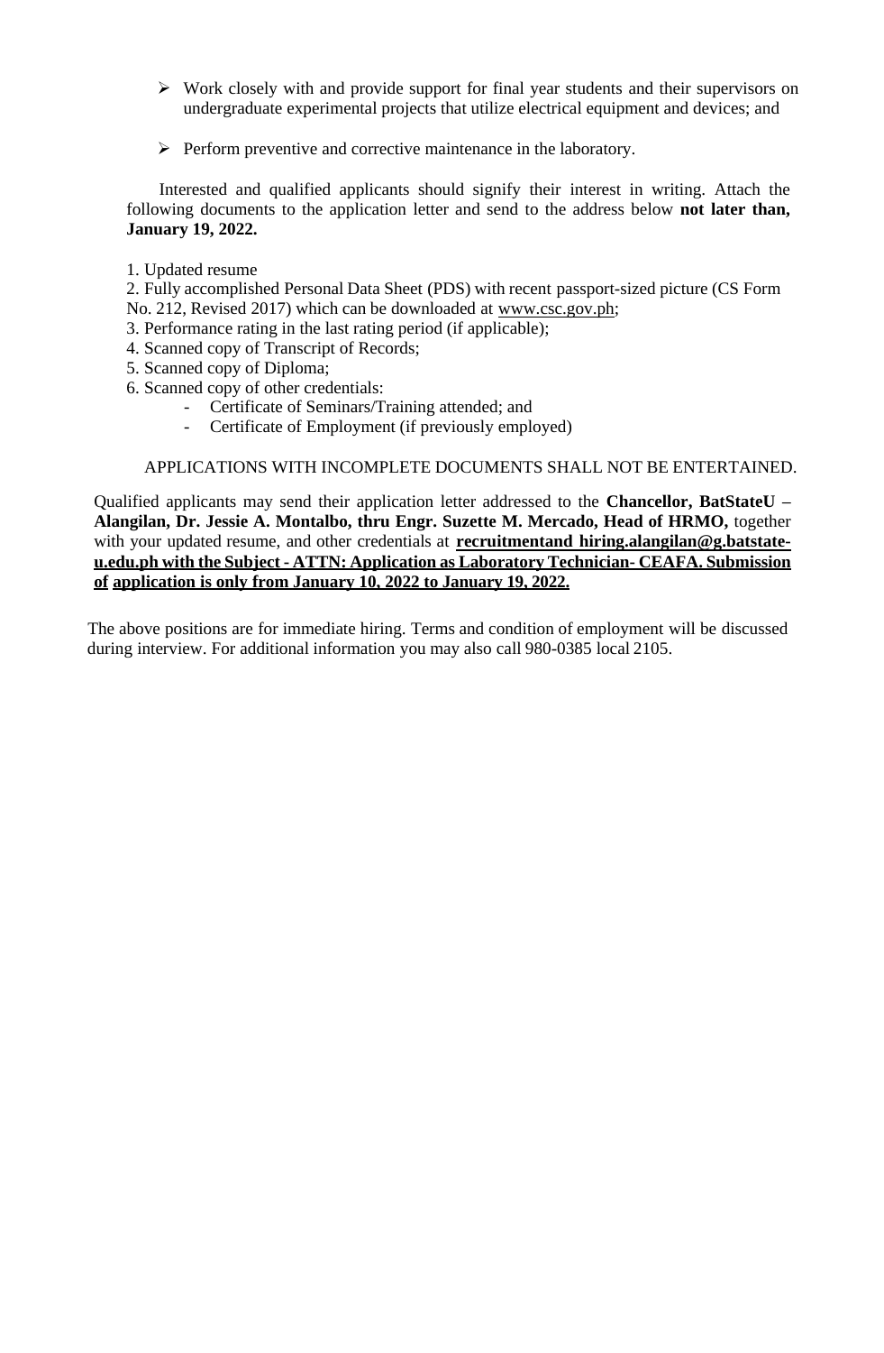- Work closely with and provide support for final year students and their supervisors on undergraduate experimental projects that utilize electrical equipment and devices; and

- Perform preventive and corrective maintenance in the laboratory.

Interested and qualified applicants should signify their interest in writing. Attach the following documents to the application letter and send to the address below **not later than, January 19, 2022.**

1. Updated resume
2. Fully accomplished Personal Data Sheet (PDS) with recent passport-sized picture (CS Form No. 212, Revised 2017) which can be downloaded at www.csc.gov.ph;
3. Performance rating in the last rating period (if applicable);
4. Scanned copy of Transcript of Records;
5. Scanned copy of Diploma;
6. Scanned copy of other credentials:
   - Certificate of Seminars/Training attended; and
   - Certificate of Employment (if previously employed)

APPLICATIONS WITH INCOMPLETE DOCUMENTS SHALL NOT BE ENTERTAINED.

Qualified applicants may send their application letter addressed to the **Chancellor, BatStateU – Alangilan, Dr. Jessie A. Montalbo, thru Engr. Suzette M. Mercado, Head of HRMO,** together with your updated resume, and other credentials at **recruitmentand hiring.alangilan@g.batstate-u.edu.ph with the Subject - ATTN: Application as Laboratory Technician- CEAFA. Submission of application is only from January 10, 2022 to January 19, 2022.**

The above positions are for immediate hiring. Terms and condition of employment will be discussed during interview. For additional information you may also call 980-0385 local 2105.